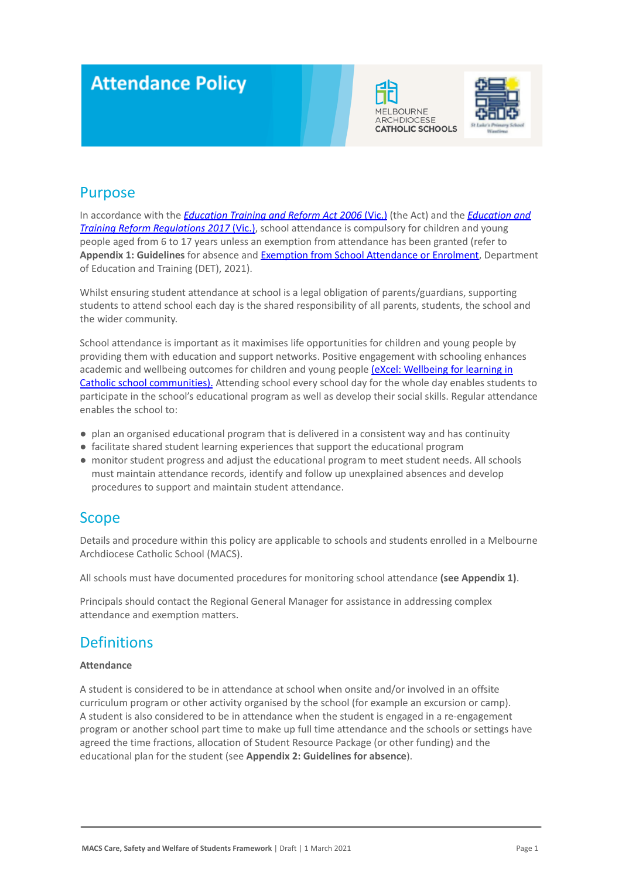# Attendance Policy

## Purpose

In accordance with the *Education Training and Reform Act 2006* (Vic.) (the Act) and the *Education and Training Reform Regulations 2017* (Vic.), school attendance is compulsory for children and young people aged from 6 to 17 years unless an exemption from attendance has been granted (refer to **Appendix 1: Guidelines** for absence and Exemption from School Attendance or Enrolment, Department of Education and Training (DET), 2021).

Whilst ensuring student attendance at school is a legal obligation of parents/guardians, supporting students to attend school each day is the shared responsibility of all parents, students, the school and the wider community.

School attendance is important as it maximises life opportunities for children and young people by providing them with education and support networks. Positive engagement with schooling enhances academic and wellbeing outcomes for children and young people (eXcel: Wellbeing for learning in Catholic school communities). Attending school every school day for the whole day enables students to participate in the school's educational program as well as develop their social skills. Regular attendance enables the school to:

- plan an organised educational program that is delivered in a consistent way and has continuity
- facilitate shared student learning experiences that support the educational program
- monitor student progress and adjust the educational program to meet student needs. All schools must maintain attendance records, identify and follow up unexplained absences and develop procedures to support and maintain student attendance.

## Scope

Details and procedure within this policy are applicable to schools and students enrolled in a Melbourne Archdiocese Catholic School (MACS).

All schools must have documented procedures for monitoring school attendance **(see Appendix 1)**.

Principals should contact the Regional General Manager for assistance in addressing complex attendance and exemption matters.

## Definitions

**Attendance**

A student is considered to be in attendance at school when onsite and/or involved in an offsite curriculum program or other activity organised by the school (for example an excursion or camp). A student is also considered to be in attendance when the student is engaged in a re-engagement program or another school part time to make up full time attendance and the schools or settings have agreed the time fractions, allocation of Student Resource Package (or other funding) and the educational plan for the student (see **Appendix 2: Guidelines for absence**).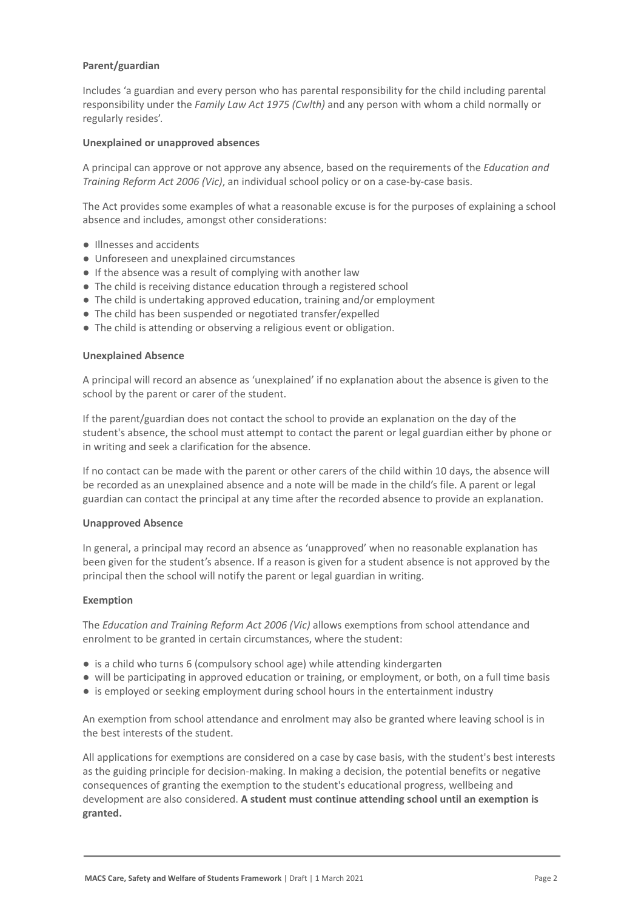**Parent/guardian**

Includes 'a guardian and every person who has parental responsibility for the child including parental responsibility under the *Family Law Act 1975 (Cwlth)* and any person with whom a child normally or regularly resides'.

**Unexplained or unapproved absences**

A principal can approve or not approve any absence, based on the requirements of the *Education and Training Reform Act 2006 (Vic)*, an individual school policy or on a case-by-case basis.

The Act provides some examples of what a reasonable excuse is for the purposes of explaining a school absence and includes, amongst other considerations:

- Illnesses and accidents
- Unforeseen and unexplained circumstances
- If the absence was a result of complying with another law
- The child is receiving distance education through a registered school
- The child is undertaking approved education, training and/or employment
- The child has been suspended or negotiated transfer/expelled
- The child is attending or observing a religious event or obligation.

**Unexplained Absence**

A principal will record an absence as 'unexplained' if no explanation about the absence is given to the school by the parent or carer of the student.

If the parent/guardian does not contact the school to provide an explanation on the day of the student's absence, the school must attempt to contact the parent or legal guardian either by phone or in writing and seek a clarification for the absence.

If no contact can be made with the parent or other carers of the child within 10 days, the absence will be recorded as an unexplained absence and a note will be made in the child's file. A parent or legal guardian can contact the principal at any time after the recorded absence to provide an explanation.

**Unapproved Absence**

In general, a principal may record an absence as 'unapproved' when no reasonable explanation has been given for the student's absence. If a reason is given for a student absence is not approved by the principal then the school will notify the parent or legal guardian in writing.

**Exemption**

The *Education and Training Reform Act 2006 (Vic)* allows exemptions from school attendance and enrolment to be granted in certain circumstances, where the student:

- is a child who turns 6 (compulsory school age) while attending kindergarten
- will be participating in approved education or training, or employment, or both, on a full time basis
- is employed or seeking employment during school hours in the entertainment industry

An exemption from school attendance and enrolment may also be granted where leaving school is in the best interests of the student.

All applications for exemptions are considered on a case by case basis, with the student's best interests as the guiding principle for decision-making. In making a decision, the potential benefits or negative consequences of granting the exemption to the student's educational progress, wellbeing and development are also considered. **A student must continue attending school until an exemption is granted.**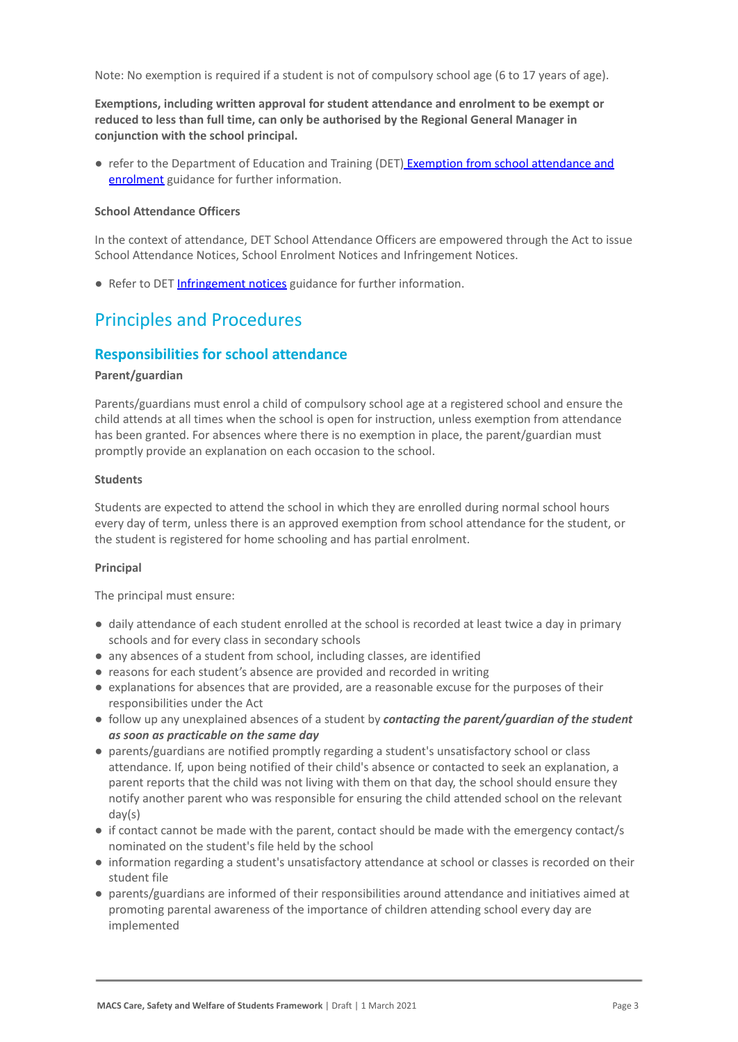Note: No exemption is required if a student is not of compulsory school age (6 to 17 years of age).

**Exemptions, including written approval for student attendance and enrolment to be exempt or reduced to less than full time, can only be authorised by the Regional General Manager in conjunction with the school principal.**

- refer to the Department of Education and Training (DET) [Exemption from school attendance and enrolment](#) guidance for further information.

**School Attendance Officers**

In the context of attendance, DET School Attendance Officers are empowered through the Act to issue School Attendance Notices, School Enrolment Notices and Infringement Notices.

- Refer to DET [Infringement notices](#) guidance for further information.

## Principles and Procedures

### Responsibilities for school attendance

**Parent/guardian**

Parents/guardians must enrol a child of compulsory school age at a registered school and ensure the child attends at all times when the school is open for instruction, unless exemption from attendance has been granted. For absences where there is no exemption in place, the parent/guardian must promptly provide an explanation on each occasion to the school.

**Students**

Students are expected to attend the school in which they are enrolled during normal school hours every day of term, unless there is an approved exemption from school attendance for the student, or the student is registered for home schooling and has partial enrolment.

**Principal**

The principal must ensure:

- daily attendance of each student enrolled at the school is recorded at least twice a day in primary schools and for every class in secondary schools
- any absences of a student from school, including classes, are identified
- reasons for each student's absence are provided and recorded in writing
- explanations for absences that are provided, are a reasonable excuse for the purposes of their responsibilities under the Act
- follow up any unexplained absences of a student by ***contacting the parent/guardian of the student as soon as practicable on the same day***
- parents/guardians are notified promptly regarding a student's unsatisfactory school or class attendance. If, upon being notified of their child's absence or contacted to seek an explanation, a parent reports that the child was not living with them on that day, the school should ensure they notify another parent who was responsible for ensuring the child attended school on the relevant day(s)
- if contact cannot be made with the parent, contact should be made with the emergency contact/s nominated on the student's file held by the school
- information regarding a student's unsatisfactory attendance at school or classes is recorded on their student file
- parents/guardians are informed of their responsibilities around attendance and initiatives aimed at promoting parental awareness of the importance of children attending school every day are implemented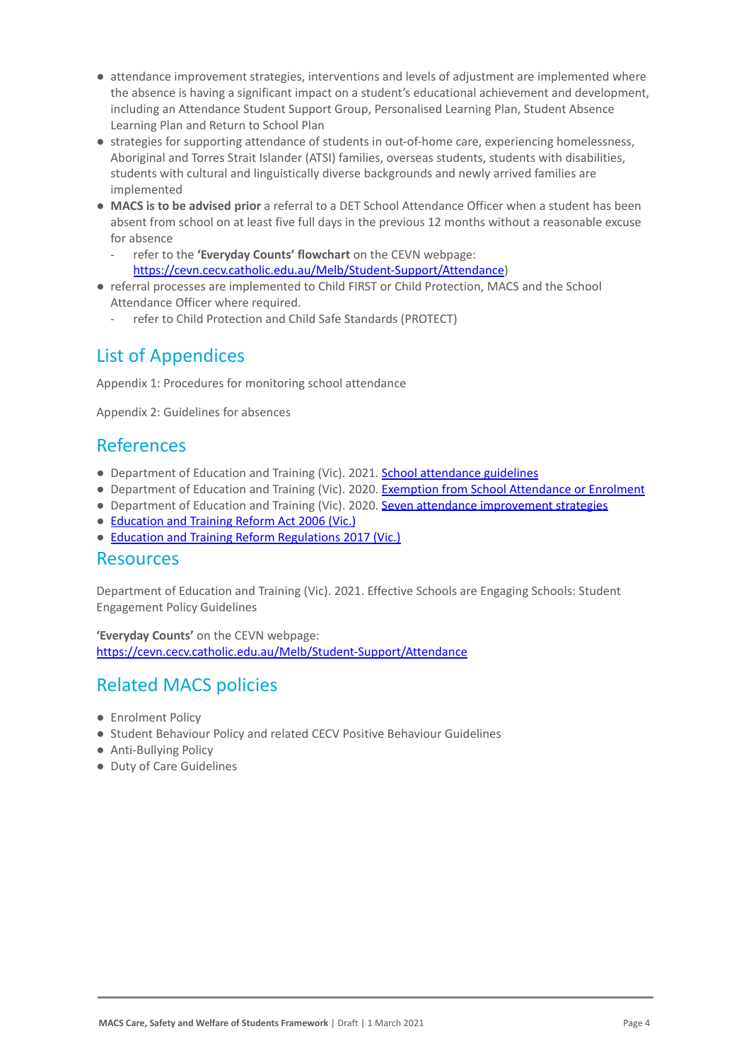- attendance improvement strategies, interventions and levels of adjustment are implemented where the absence is having a significant impact on a student's educational achievement and development, including an Attendance Student Support Group, Personalised Learning Plan, Student Absence Learning Plan and Return to School Plan
- strategies for supporting attendance of students in out-of-home care, experiencing homelessness, Aboriginal and Torres Strait Islander (ATSI) families, overseas students, students with disabilities, students with cultural and linguistically diverse backgrounds and newly arrived families are implemented
- **MACS is to be advised prior** a referral to a DET School Attendance Officer when a student has been absent from school on at least five full days in the previous 12 months without a reasonable excuse for absence
  - refer to the **'Everyday Counts' flowchart** on the CEVN webpage: [https://cevn.cecv.catholic.edu.au/Melb/Student-Support/Attendance](https://cevn.cecv.catholic.edu.au/Melb/Student-Support/Attendance))
- referral processes are implemented to Child FIRST or Child Protection, MACS and the School Attendance Officer where required.
  - refer to Child Protection and Child Safe Standards (PROTECT)

## List of Appendices

Appendix 1: Procedures for monitoring school attendance

Appendix 2: Guidelines for absences

## References

- Department of Education and Training (Vic). 2021. School attendance guidelines
- Department of Education and Training (Vic). 2020. Exemption from School Attendance or Enrolment
- Department of Education and Training (Vic). 2020. Seven attendance improvement strategies
- Education and Training Reform Act 2006 (Vic.)
- Education and Training Reform Regulations 2017 (Vic.)

## Resources

Department of Education and Training (Vic). 2021. Effective Schools are Engaging Schools: Student Engagement Policy Guidelines

**'Everyday Counts'** on the CEVN webpage:
[https://cevn.cecv.catholic.edu.au/Melb/Student-Support/Attendance](https://cevn.cecv.catholic.edu.au/Melb/Student-Support/Attendance)

## Related MACS policies

- Enrolment Policy
- Student Behaviour Policy and related CECV Positive Behaviour Guidelines
- Anti-Bullying Policy
- Duty of Care Guidelines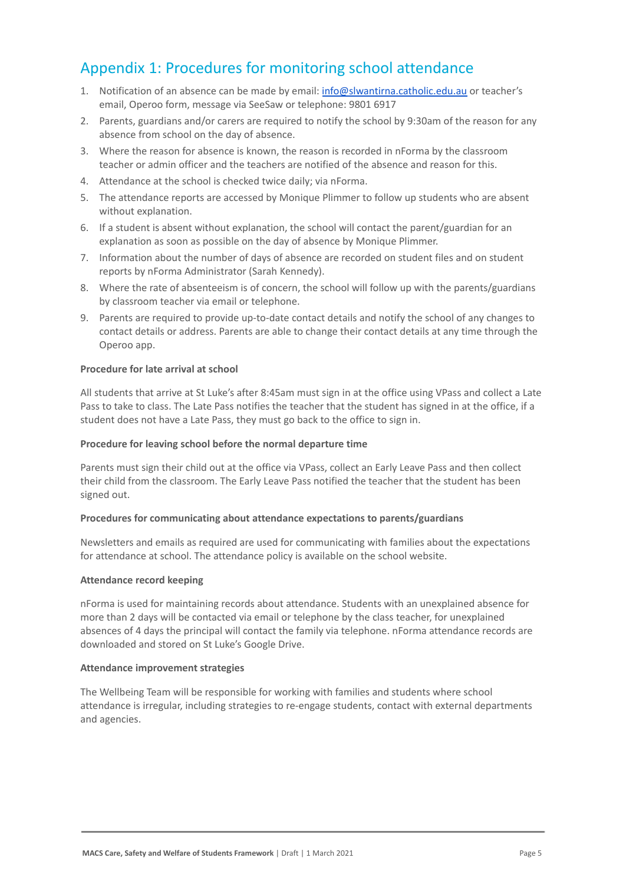## Appendix 1: Procedures for monitoring school attendance

1. Notification of an absence can be made by email: info@slwantirna.catholic.edu.au or teacher's email, Operoo form, message via SeeSaw or telephone: 9801 6917
2. Parents, guardians and/or carers are required to notify the school by 9:30am of the reason for any absence from school on the day of absence.
3. Where the reason for absence is known, the reason is recorded in nForma by the classroom teacher or admin officer and the teachers are notified of the absence and reason for this.
4. Attendance at the school is checked twice daily; via nForma.
5. The attendance reports are accessed by Monique Plimmer to follow up students who are absent without explanation.
6. If a student is absent without explanation, the school will contact the parent/guardian for an explanation as soon as possible on the day of absence by Monique Plimmer.
7. Information about the number of days of absence are recorded on student files and on student reports by nForma Administrator (Sarah Kennedy).
8. Where the rate of absenteeism is of concern, the school will follow up with the parents/guardians by classroom teacher via email or telephone.
9. Parents are required to provide up-to-date contact details and notify the school of any changes to contact details or address. Parents are able to change their contact details at any time through the Operoo app.

**Procedure for late arrival at school**

All students that arrive at St Luke's after 8:45am must sign in at the office using VPass and collect a Late Pass to take to class. The Late Pass notifies the teacher that the student has signed in at the office, if a student does not have a Late Pass, they must go back to the office to sign in.

**Procedure for leaving school before the normal departure time**

Parents must sign their child out at the office via VPass, collect an Early Leave Pass and then collect their child from the classroom. The Early Leave Pass notified the teacher that the student has been signed out.

**Procedures for communicating about attendance expectations to parents/guardians**

Newsletters and emails as required are used for communicating with families about the expectations for attendance at school. The attendance policy is available on the school website.

**Attendance record keeping**

nForma is used for maintaining records about attendance. Students with an unexplained absence for more than 2 days will be contacted via email or telephone by the class teacher, for unexplained absences of 4 days the principal will contact the family via telephone. nForma attendance records are downloaded and stored on St Luke's Google Drive.

**Attendance improvement strategies**

The Wellbeing Team will be responsible for working with families and students where school attendance is irregular, including strategies to re-engage students, contact with external departments and agencies.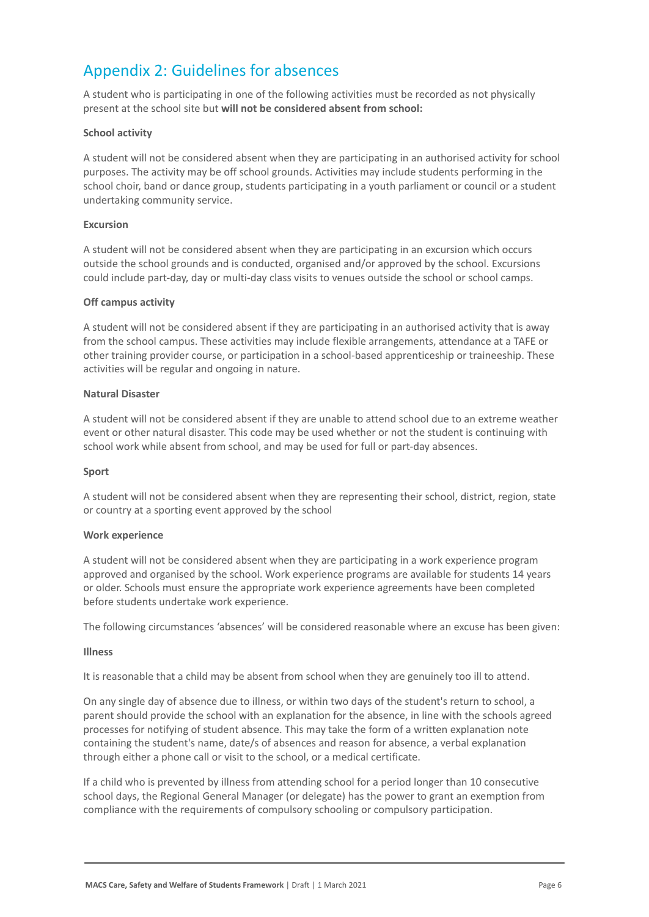## Appendix 2: Guidelines for absences

A student who is participating in one of the following activities must be recorded as not physically present at the school site but **will not be considered absent from school:**

**School activity**

A student will not be considered absent when they are participating in an authorised activity for school purposes. The activity may be off school grounds. Activities may include students performing in the school choir, band or dance group, students participating in a youth parliament or council or a student undertaking community service.

**Excursion**

A student will not be considered absent when they are participating in an excursion which occurs outside the school grounds and is conducted, organised and/or approved by the school. Excursions could include part-day, day or multi-day class visits to venues outside the school or school camps.

**Off campus activity**

A student will not be considered absent if they are participating in an authorised activity that is away from the school campus. These activities may include flexible arrangements, attendance at a TAFE or other training provider course, or participation in a school-based apprenticeship or traineeship. These activities will be regular and ongoing in nature.

**Natural Disaster**

A student will not be considered absent if they are unable to attend school due to an extreme weather event or other natural disaster. This code may be used whether or not the student is continuing with school work while absent from school, and may be used for full or part-day absences.

**Sport**

A student will not be considered absent when they are representing their school, district, region, state or country at a sporting event approved by the school

**Work experience**

A student will not be considered absent when they are participating in a work experience program approved and organised by the school. Work experience programs are available for students 14 years or older. Schools must ensure the appropriate work experience agreements have been completed before students undertake work experience.

The following circumstances 'absences' will be considered reasonable where an excuse has been given:

**Illness**

It is reasonable that a child may be absent from school when they are genuinely too ill to attend.

On any single day of absence due to illness, or within two days of the student's return to school, a parent should provide the school with an explanation for the absence, in line with the schools agreed processes for notifying of student absence. This may take the form of a written explanation note containing the student's name, date/s of absences and reason for absence, a verbal explanation through either a phone call or visit to the school, or a medical certificate.

If a child who is prevented by illness from attending school for a period longer than 10 consecutive school days, the Regional General Manager (or delegate) has the power to grant an exemption from compliance with the requirements of compulsory schooling or compulsory participation.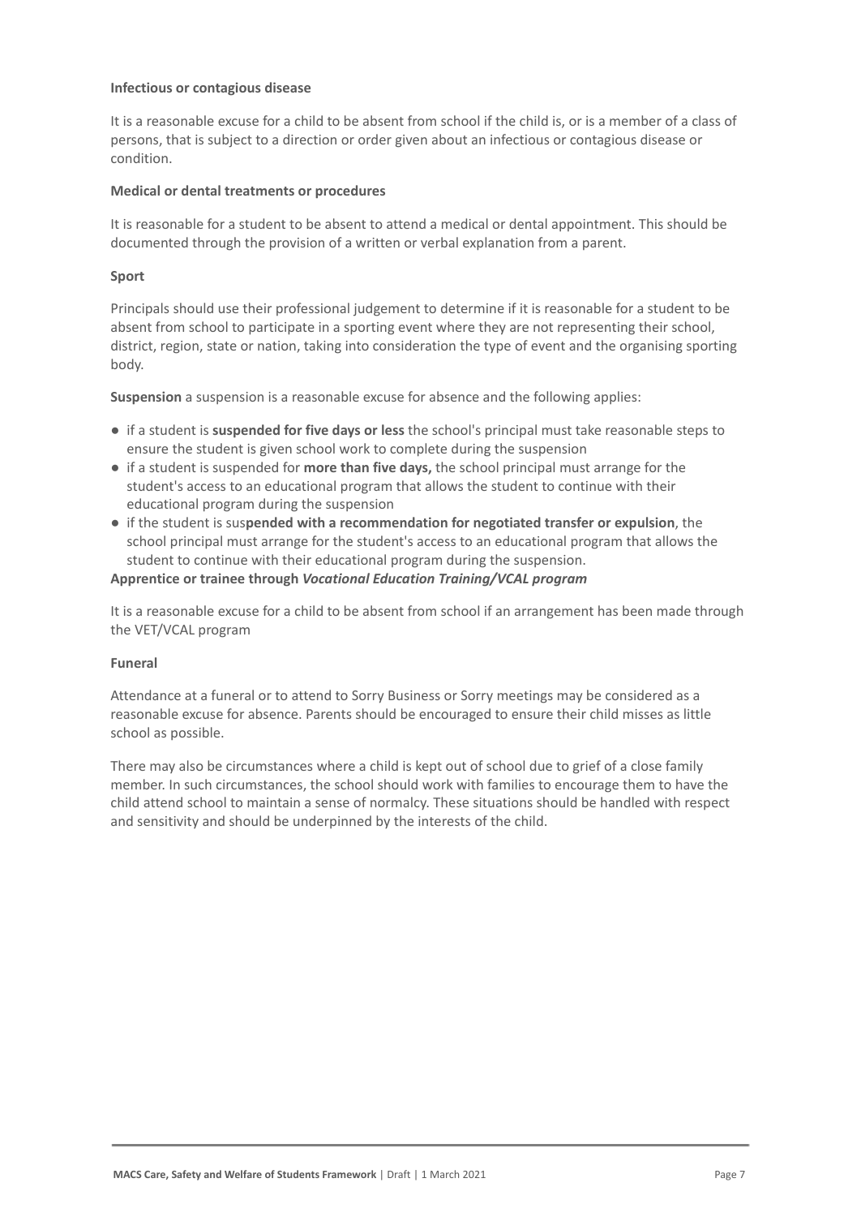**Infectious or contagious disease**

It is a reasonable excuse for a child to be absent from school if the child is, or is a member of a class of persons, that is subject to a direction or order given about an infectious or contagious disease or condition.

**Medical or dental treatments or procedures**

It is reasonable for a student to be absent to attend a medical or dental appointment. This should be documented through the provision of a written or verbal explanation from a parent.

**Sport**

Principals should use their professional judgement to determine if it is reasonable for a student to be absent from school to participate in a sporting event where they are not representing their school, district, region, state or nation, taking into consideration the type of event and the organising sporting body.

**Suspension** a suspension is a reasonable excuse for absence and the following applies:

- if a student is **suspended for five days or less** the school's principal must take reasonable steps to ensure the student is given school work to complete during the suspension
- if a student is suspended for **more than five days,** the school principal must arrange for the student's access to an educational program that allows the student to continue with their educational program during the suspension
- if the student is sus**pended with a recommendation for negotiated transfer or expulsion**, the school principal must arrange for the student's access to an educational program that allows the student to continue with their educational program during the suspension.

**Apprentice or trainee through *Vocational Education Training/VCAL program***

It is a reasonable excuse for a child to be absent from school if an arrangement has been made through the VET/VCAL program

**Funeral**

Attendance at a funeral or to attend to Sorry Business or Sorry meetings may be considered as a reasonable excuse for absence. Parents should be encouraged to ensure their child misses as little school as possible.

There may also be circumstances where a child is kept out of school due to grief of a close family member. In such circumstances, the school should work with families to encourage them to have the child attend school to maintain a sense of normalcy. These situations should be handled with respect and sensitivity and should be underpinned by the interests of the child.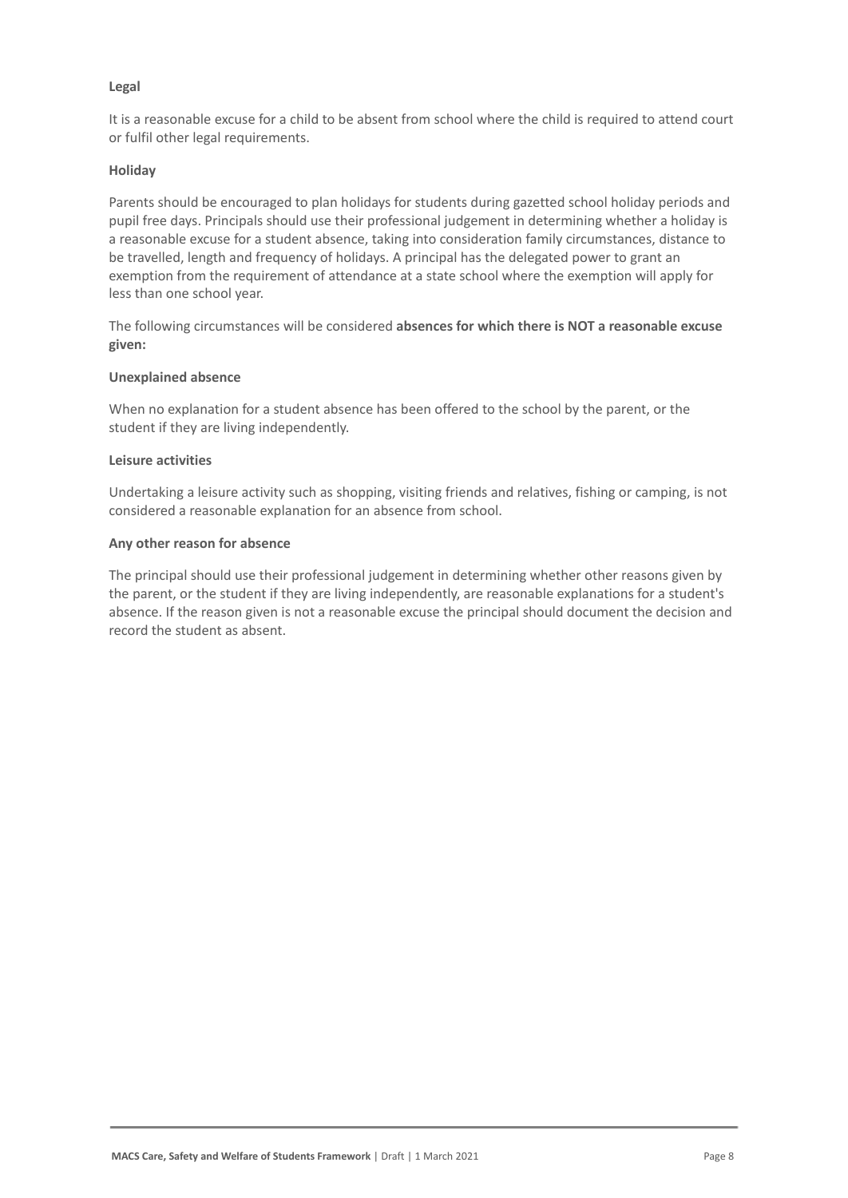**Legal**

It is a reasonable excuse for a child to be absent from school where the child is required to attend court or fulfil other legal requirements.

**Holiday**

Parents should be encouraged to plan holidays for students during gazetted school holiday periods and pupil free days. Principals should use their professional judgement in determining whether a holiday is a reasonable excuse for a student absence, taking into consideration family circumstances, distance to be travelled, length and frequency of holidays. A principal has the delegated power to grant an exemption from the requirement of attendance at a state school where the exemption will apply for less than one school year.

The following circumstances will be considered **absences for which there is NOT a reasonable excuse given:**

**Unexplained absence**

When no explanation for a student absence has been offered to the school by the parent, or the student if they are living independently.

**Leisure activities**

Undertaking a leisure activity such as shopping, visiting friends and relatives, fishing or camping, is not considered a reasonable explanation for an absence from school.

**Any other reason for absence**

The principal should use their professional judgement in determining whether other reasons given by the parent, or the student if they are living independently, are reasonable explanations for a student's absence. If the reason given is not a reasonable excuse the principal should document the decision and record the student as absent.